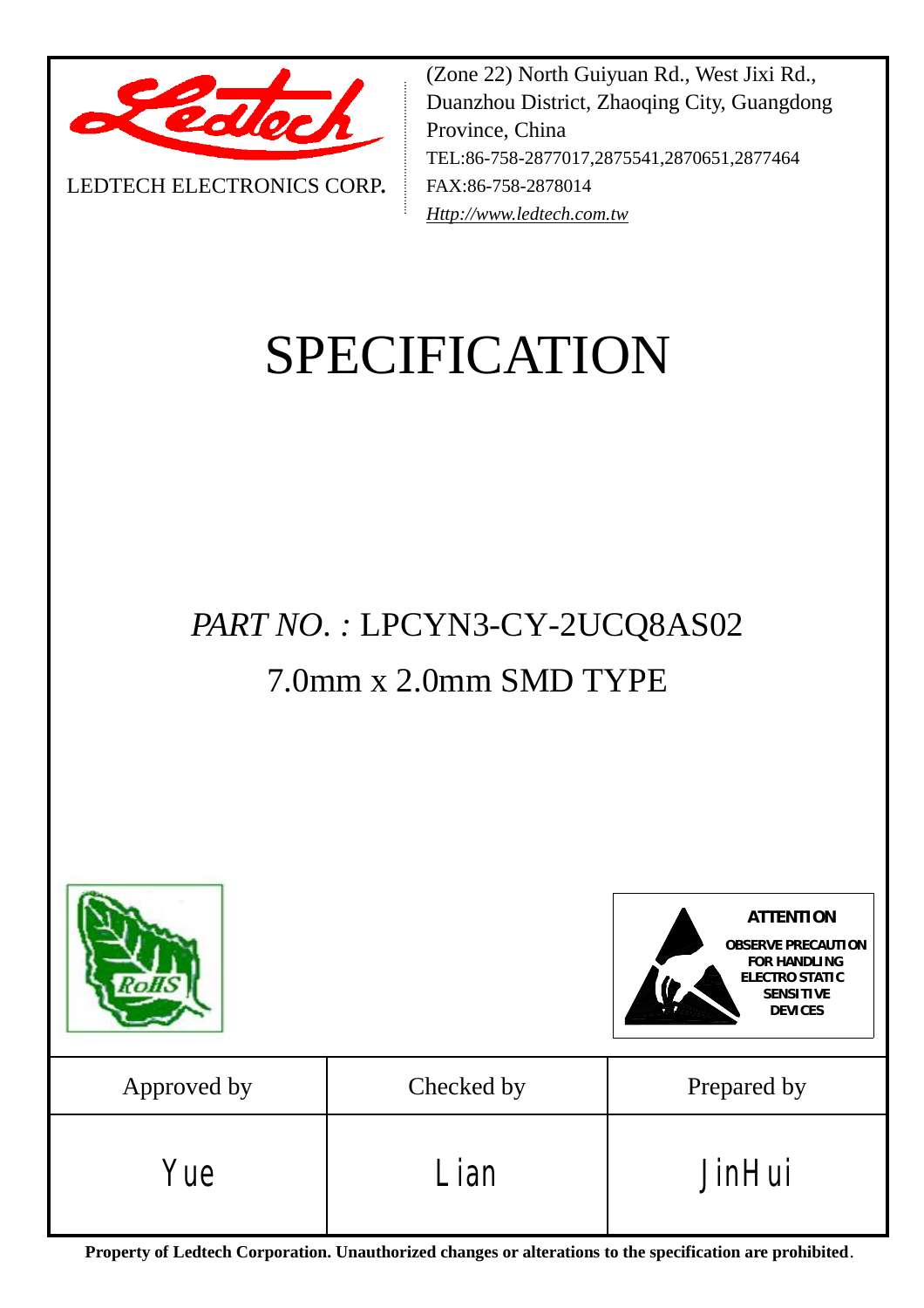LEDTECH ELECTRONICS CORP.

(Zone 22) North Guiyuan Rd., West Jixi Rd., Duanzhou District, Zhaoqing City, Guangdong Province, China
TEL:86-758-2877017,2875541,2870651,2877464
FAX:86-758-2878014
*Http://www.ledtech.com.tw*

# SPECIFICATION

## *PART NO. :* LPCYN3-CY-2UCQ8AS02

## 7.0mm x 2.0mm SMD TYPE

RoHS

**ATTENTION**
**OBSERVE PRECAUTION FOR HANDLING ELECTRO STATIC SENSITIVE DEVICES**

| Approved by | Checked by | Prepared by |
|---|---|---|
| Yue | Lian | JinHui |

**Property of Ledtech Corporation. Unauthorized changes or alterations to the specification are prohibited**.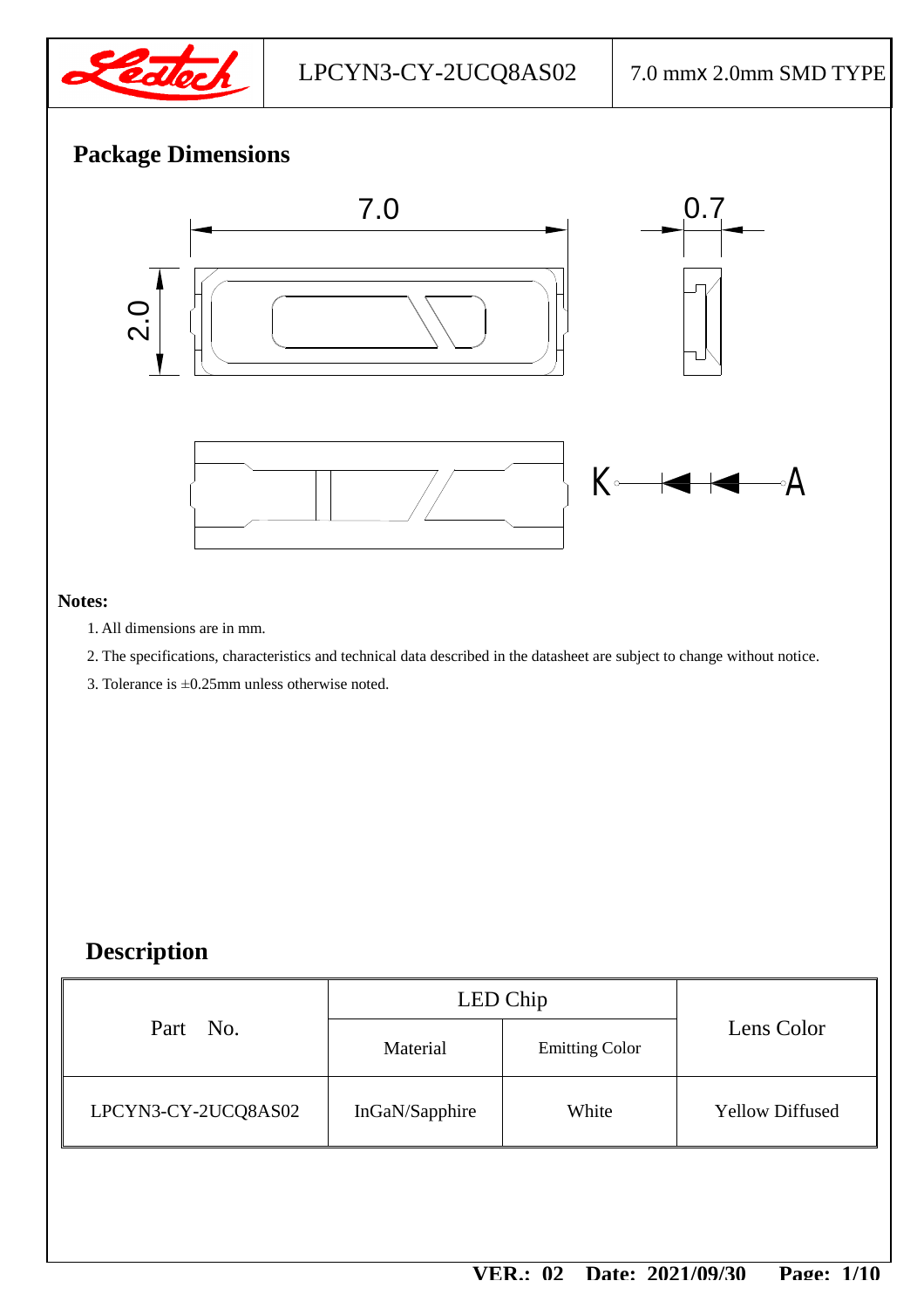## Package Dimensions

**Notes:**

1. All dimensions are in mm.
2. The specifications, characteristics and technical data described in the datasheet are subject to change without notice.
3. Tolerance is ±0.25mm unless otherwise noted.

## Description

| Part No. | LED Chip | | Lens Color |
|---|---|---|---|
| | Material | Emitting Color | |
| LPCYN3-CY-2UCQ8AS02 | InGaN/Sapphire | White | Yellow Diffused |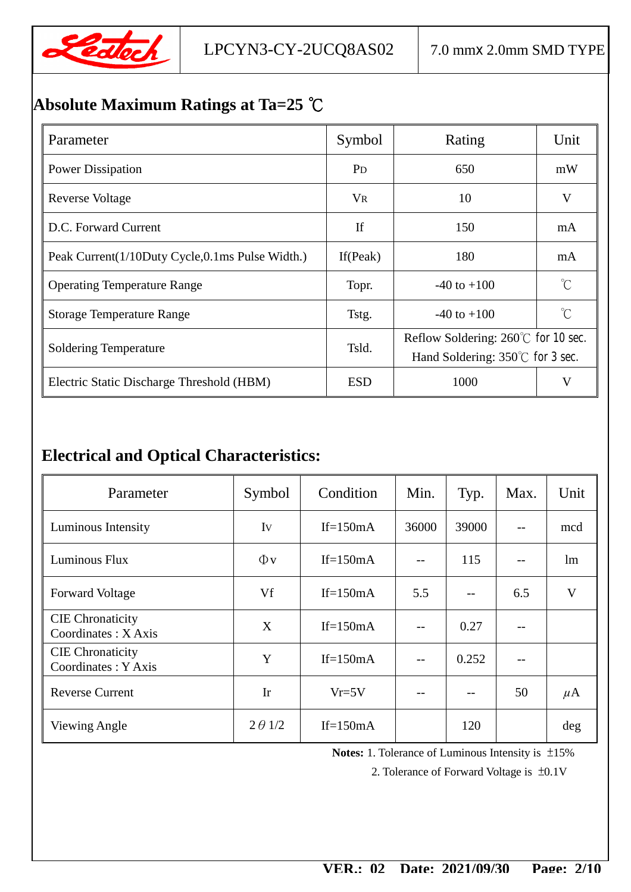## Absolute Maximum Ratings at Ta=25 ℃

| Parameter | Symbol | Rating | Unit |
|---|---|---|---|
| Power Dissipation | $P_D$ | 650 | mW |
| Reverse Voltage | $V_R$ | 10 | V |
| D.C. Forward Current | If | 150 | mA |
| Peak Current(1/10Duty Cycle,0.1ms Pulse Width.) | If(Peak) | 180 | mA |
| Operating Temperature Range | Topr. | -40 to +100 | ℃ |
| Storage Temperature Range | Tstg. | -40 to +100 | ℃ |
| Soldering Temperature | Tsld. | Reflow Soldering: 260℃ for 10 sec.<br>Hand Soldering: 350℃ for 3 sec. | |
| Electric Static Discharge Threshold (HBM) | ESD | 1000 | V |

## Electrical and Optical Characteristics:

| Parameter | Symbol | Condition | Min. | Typ. | Max. | Unit |
|---|---|---|---|---|---|---|
| Luminous Intensity | Iv | If=150mA | 36000 | 39000 | -- | mcd |
| Luminous Flux | Φv | If=150mA | -- | 115 | -- | lm |
| Forward Voltage | Vf | If=150mA | 5.5 | -- | 6.5 | V |
| CIE Chronaticity Coordinates : X Axis | X | If=150mA | -- | 0.27 | -- | |
| CIE Chronaticity Coordinates : Y Axis | Y | If=150mA | -- | 0.252 | -- | |
| Reverse Current | Ir | Vr=5V | -- | -- | 50 | μA |
| Viewing Angle | 2θ1/2 | If=150mA | | 120 | | deg |

**Notes:** 1. Tolerance of Luminous Intensity is ±15%

2. Tolerance of Forward Voltage is ±0.1V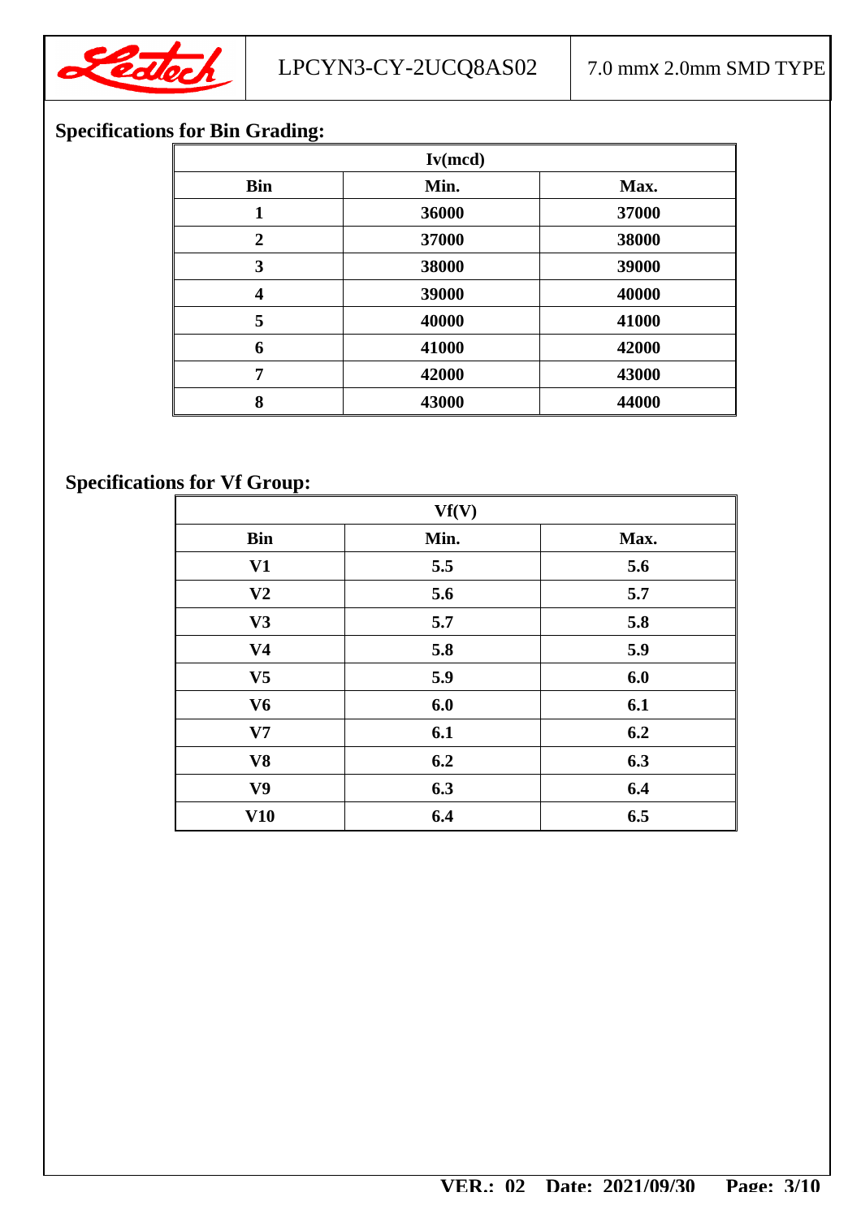## Specifications for Bin Grading:

| Iv(mcd) | | |
|---|---|---|
| **Bin** | **Min.** | **Max.** |
| 1 | 36000 | 37000 |
| 2 | 37000 | 38000 |
| 3 | 38000 | 39000 |
| 4 | 39000 | 40000 |
| 5 | 40000 | 41000 |
| 6 | 41000 | 42000 |
| 7 | 42000 | 43000 |
| 8 | 43000 | 44000 |

## Specifications for Vf Group:

| Vf(V) | | |
|---|---|---|
| **Bin** | **Min.** | **Max.** |
| V1 | 5.5 | 5.6 |
| V2 | 5.6 | 5.7 |
| V3 | 5.7 | 5.8 |
| V4 | 5.8 | 5.9 |
| V5 | 5.9 | 6.0 |
| V6 | 6.0 | 6.1 |
| V7 | 6.1 | 6.2 |
| V8 | 6.2 | 6.3 |
| V9 | 6.3 | 6.4 |
| V10 | 6.4 | 6.5 |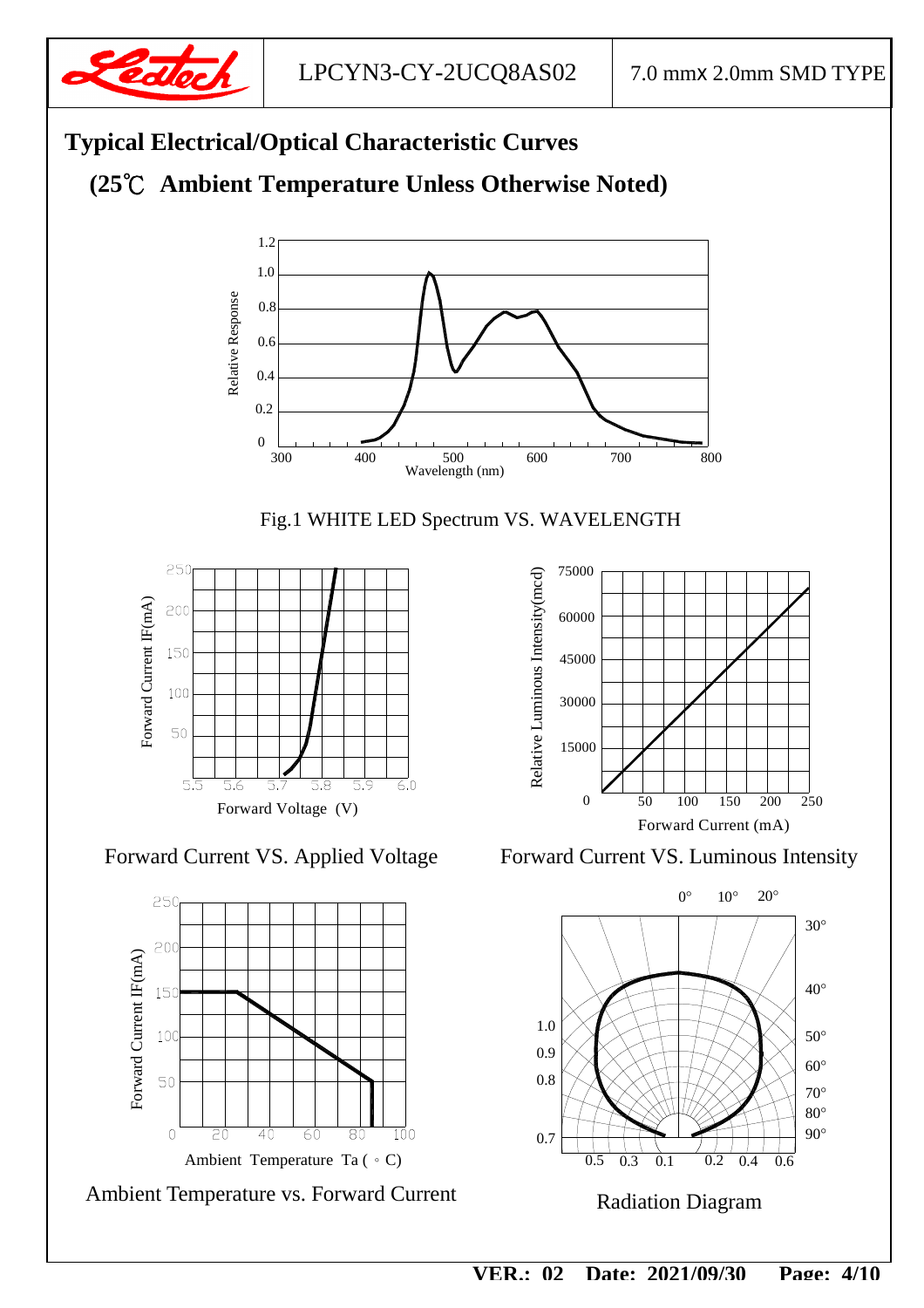# Typical Electrical/Optical Characteristic Curves

## (25℃ Ambient Temperature Unless Otherwise Noted)

Fig.1 WHITE LED Spectrum VS. WAVELENGTH

Forward Current VS. Applied Voltage

Forward Current VS. Luminous Intensity

Ambient Temperature vs. Forward Current

Radiation Diagram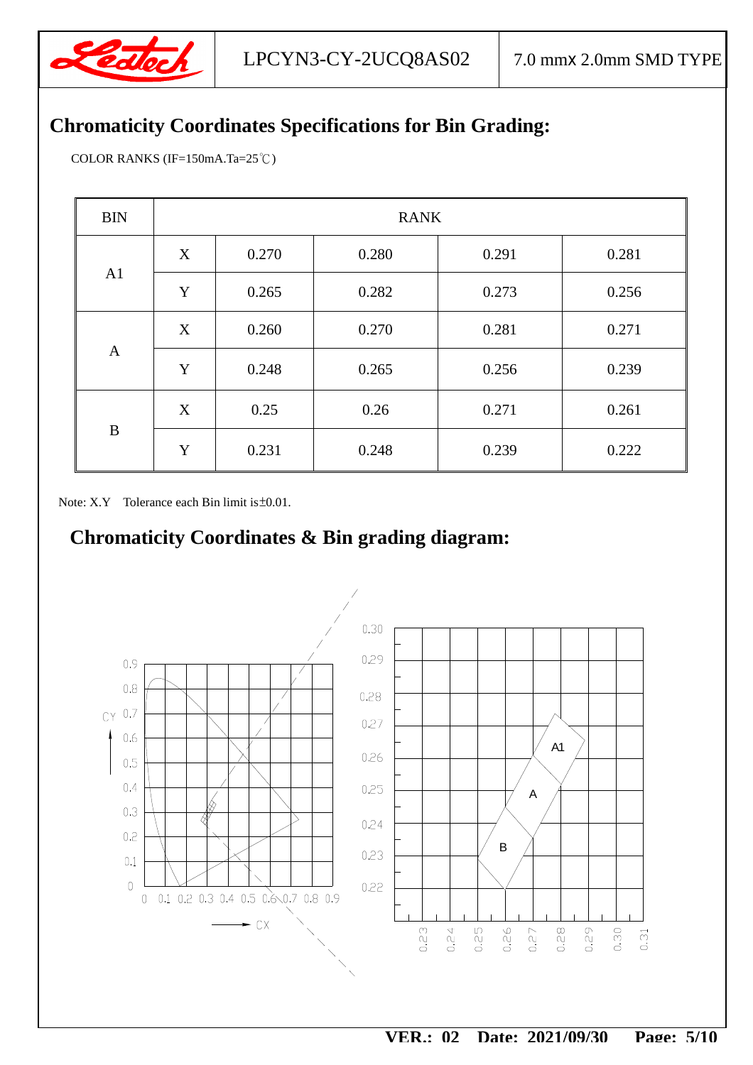## Chromaticity Coordinates Specifications for Bin Grading:

COLOR RANKS (IF=150mA.Ta=25℃)

| BIN | RANK | | | | |
|---|---|---|---|---|---|
| A1 | X | 0.270 | 0.280 | 0.291 | 0.281 |
| | Y | 0.265 | 0.282 | 0.273 | 0.256 |
| A | X | 0.260 | 0.270 | 0.281 | 0.271 |
| | Y | 0.248 | 0.265 | 0.256 | 0.239 |
| B | X | 0.25 | 0.26 | 0.271 | 0.261 |
| | Y | 0.231 | 0.248 | 0.239 | 0.222 |

Note: X.Y Tolerance each Bin limit is±0.01.

## Chromaticity Coordinates & Bin grading diagram: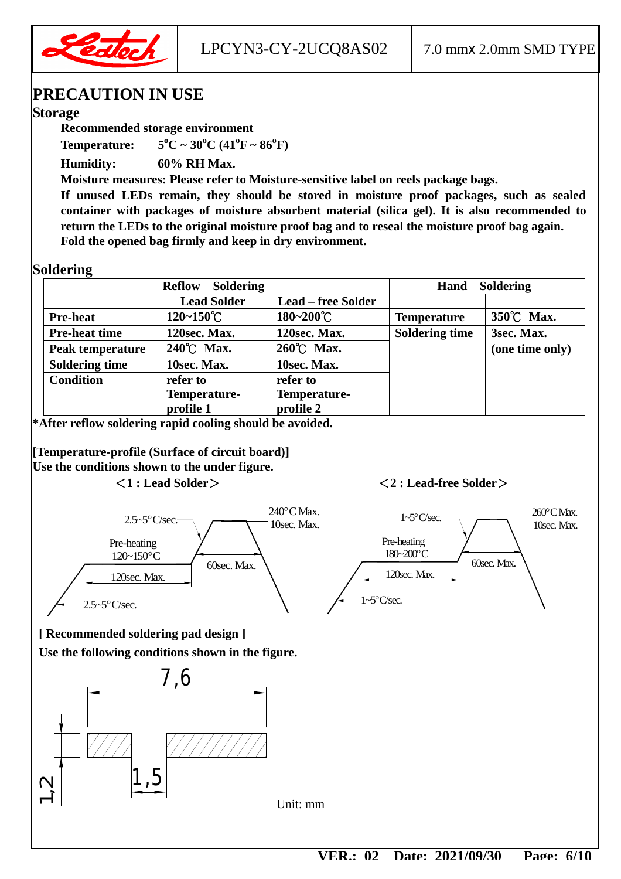# PRECAUTION IN USE

## Storage

**Recommended storage environment**

**Temperature:** **5°C ~ 30°C (41°F ~ 86°F)**

**Humidity:** **60% RH Max.**

**Moisture measures: Please refer to Moisture-sensitive label on reels package bags.**

**If unused LEDs remain, they should be stored in moisture proof packages, such as sealed container with packages of moisture absorbent material (silica gel). It is also recommended to return the LEDs to the original moisture proof bag and to reseal the moisture proof bag again. Fold the opened bag firmly and keep in dry environment.**

## Soldering

| Reflow Soldering | | | Hand Soldering | |
|---|---|---|---|---|
| | Lead Solder | Lead – free Solder | | |
| Pre-heat | 120~150℃ | 180~200℃ | Temperature | 350℃ Max. |
| Pre-heat time | 120sec. Max. | 120sec. Max. | Soldering time | 3sec. Max. (one time only) |
| Peak temperature | 240℃ Max. | 260℃ Max. | | |
| Soldering time | 10sec. Max. | 10sec. Max. | | |
| Condition | refer to Temperature-profile 1 | refer to Temperature-profile 2 | | |

***After reflow soldering rapid cooling should be avoided.**

**[Temperature-profile (Surface of circuit board)]**
**Use the conditions shown to the under figure.**

**<1 : Lead Solder>**

2.5~5°C/sec. — Pre-heating 120~150°C — 120sec. Max. — 240°C Max. 10sec. Max. — 60sec. Max. — 2.5~5°C/sec.

**<2 : Lead-free Solder>**

1~5°C/sec. — Pre-heating 180~200°C — 120sec. Max. — 260°C Max. 10sec. Max. — 60sec. Max. — 1~5°C/sec.

**[ Recommended soldering pad design ]**
**Use the following conditions shown in the figure.**

7,6 — 1,2 — 1,5

Unit: mm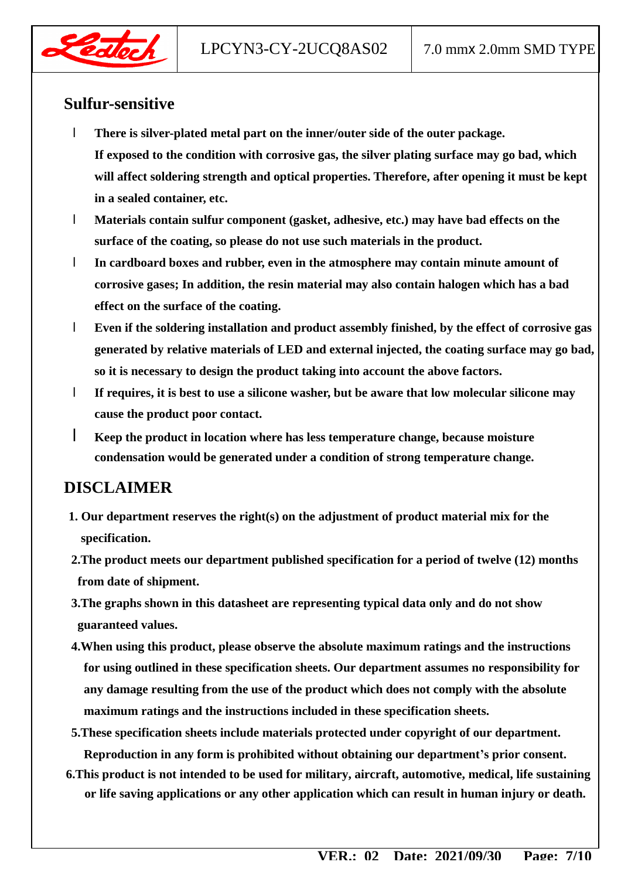## Sulfur-sensitive

- There is silver-plated metal part on the inner/outer side of the outer package. If exposed to the condition with corrosive gas, the silver plating surface may go bad, which will affect soldering strength and optical properties. Therefore, after opening it must be kept in a sealed container, etc.
- Materials contain sulfur component (gasket, adhesive, etc.) may have bad effects on the surface of the coating, so please do not use such materials in the product.
- In cardboard boxes and rubber, even in the atmosphere may contain minute amount of corrosive gases; In addition, the resin material may also contain halogen which has a bad effect on the surface of the coating.
- Even if the soldering installation and product assembly finished, by the effect of corrosive gas generated by relative materials of LED and external injected, the coating surface may go bad, so it is necessary to design the product taking into account the above factors.
- If requires, it is best to use a silicone washer, but be aware that low molecular silicone may cause the product poor contact.
- Keep the product in location where has less temperature change, because moisture condensation would be generated under a condition of strong temperature change.

## DISCLAIMER

1. Our department reserves the right(s) on the adjustment of product material mix for the specification.
2. The product meets our department published specification for a period of twelve (12) months from date of shipment.
3. The graphs shown in this datasheet are representing typical data only and do not show guaranteed values.
4. When using this product, please observe the absolute maximum ratings and the instructions for using outlined in these specification sheets. Our department assumes no responsibility for any damage resulting from the use of the product which does not comply with the absolute maximum ratings and the instructions included in these specification sheets.
5. These specification sheets include materials protected under copyright of our department. Reproduction in any form is prohibited without obtaining our department's prior consent.
6. This product is not intended to be used for military, aircraft, automotive, medical, life sustaining or life saving applications or any other application which can result in human injury or death.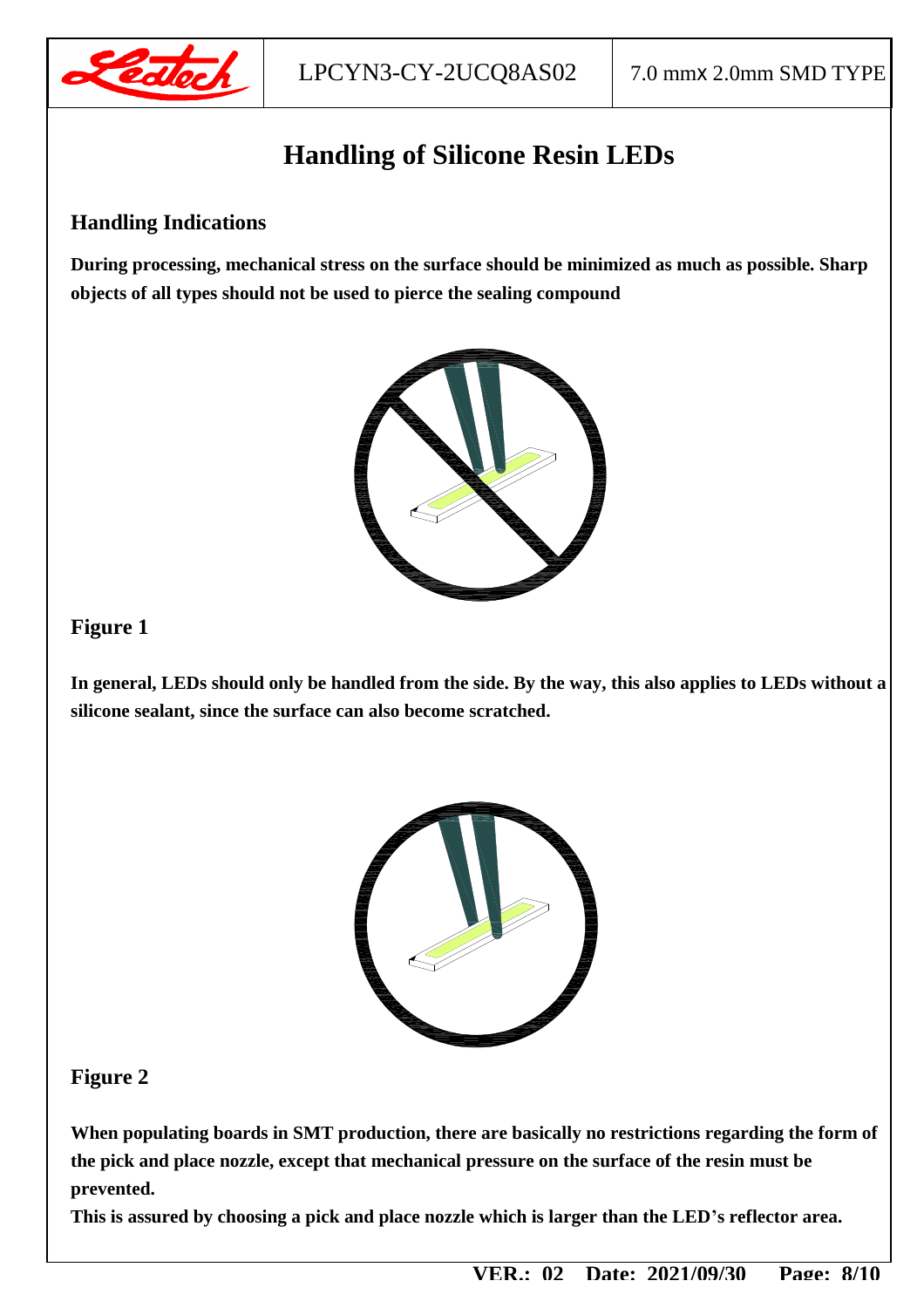# Handling of Silicone Resin LEDs

## Handling Indications

**During processing, mechanical stress on the surface should be minimized as much as possible. Sharp objects of all types should not be used to pierce the sealing compound**

## Figure 1

**In general, LEDs should only be handled from the side. By the way, this also applies to LEDs without a silicone sealant, since the surface can also become scratched.**

## Figure 2

**When populating boards in SMT production, there are basically no restrictions regarding the form of the pick and place nozzle, except that mechanical pressure on the surface of the resin must be prevented.**

**This is assured by choosing a pick and place nozzle which is larger than the LED's reflector area.**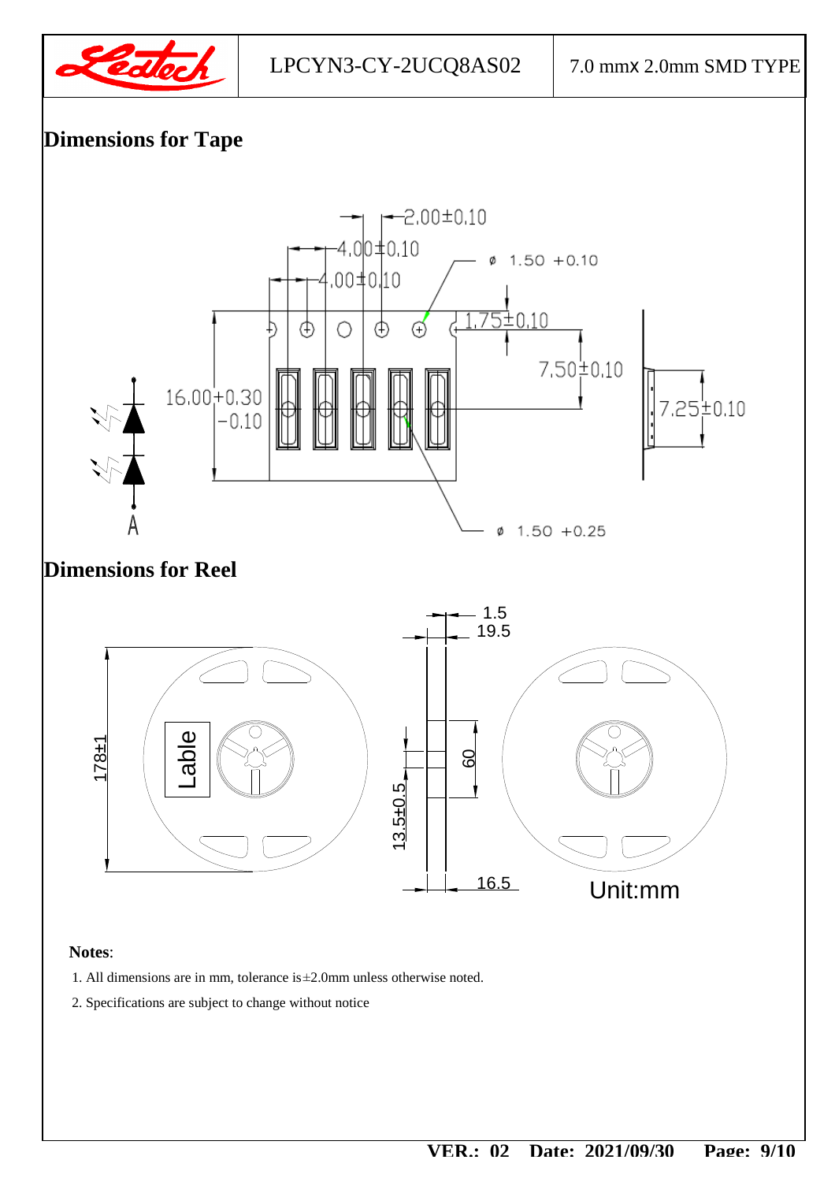## Dimensions for Tape

## Dimensions for Reel

**Notes**:

1. All dimensions are in mm, tolerance is±2.0mm unless otherwise noted.
2. Specifications are subject to change without notice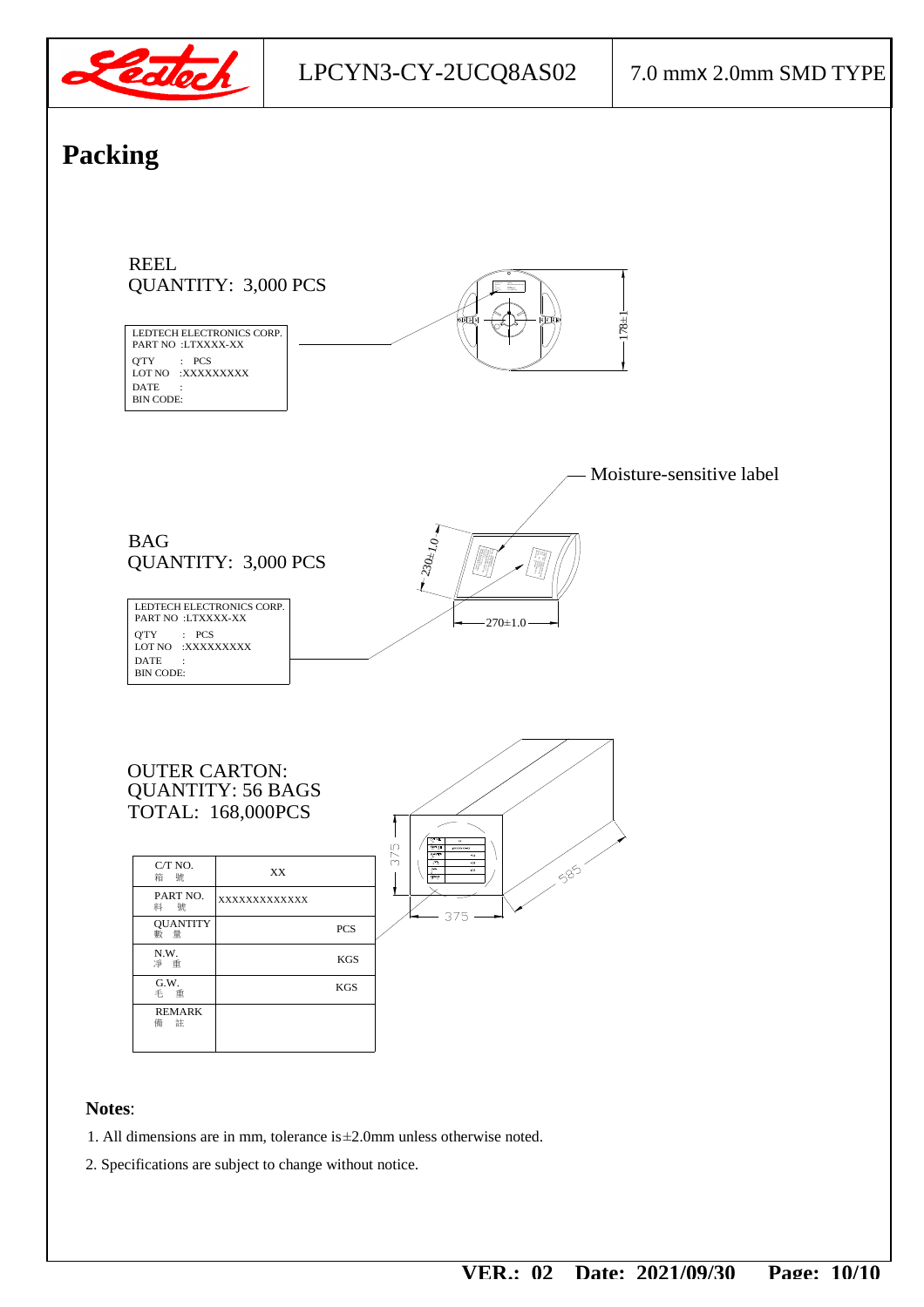# Packing

REEL
QUANTITY: 3,000 PCS

LEDTECH ELECTRONICS CORP.
PART NO :LTXXXX-XX
Q'TY : PCS
LOT NO :XXXXXXXXX
DATE :
BIN CODE:

178±1

Moisture-sensitive label

BAG
QUANTITY: 3,000 PCS

LEDTECH ELECTRONICS CORP.
PART NO :LTXXXX-XX
Q'TY : PCS
LOT NO :XXXXXXXXX
DATE :
BIN CODE:

230±1.0

270±1.0

OUTER CARTON:
QUANTITY: 56 BAGS
TOTAL: 168,000PCS

| | | |
|---|---|---|
| C/T NO. 箱 號 | XX | |
| PART NO. 料 號 | XXXXXXXXXXXXX | |
| QUANTITY 數 量 | | PCS |
| N.W. 淨 重 | | KGS |
| G.W. 毛 重 | | KGS |
| REMARK 備 註 | | |

375

375

585

**Notes**:

1. All dimensions are in mm, tolerance is±2.0mm unless otherwise noted.
2. Specifications are subject to change without notice.